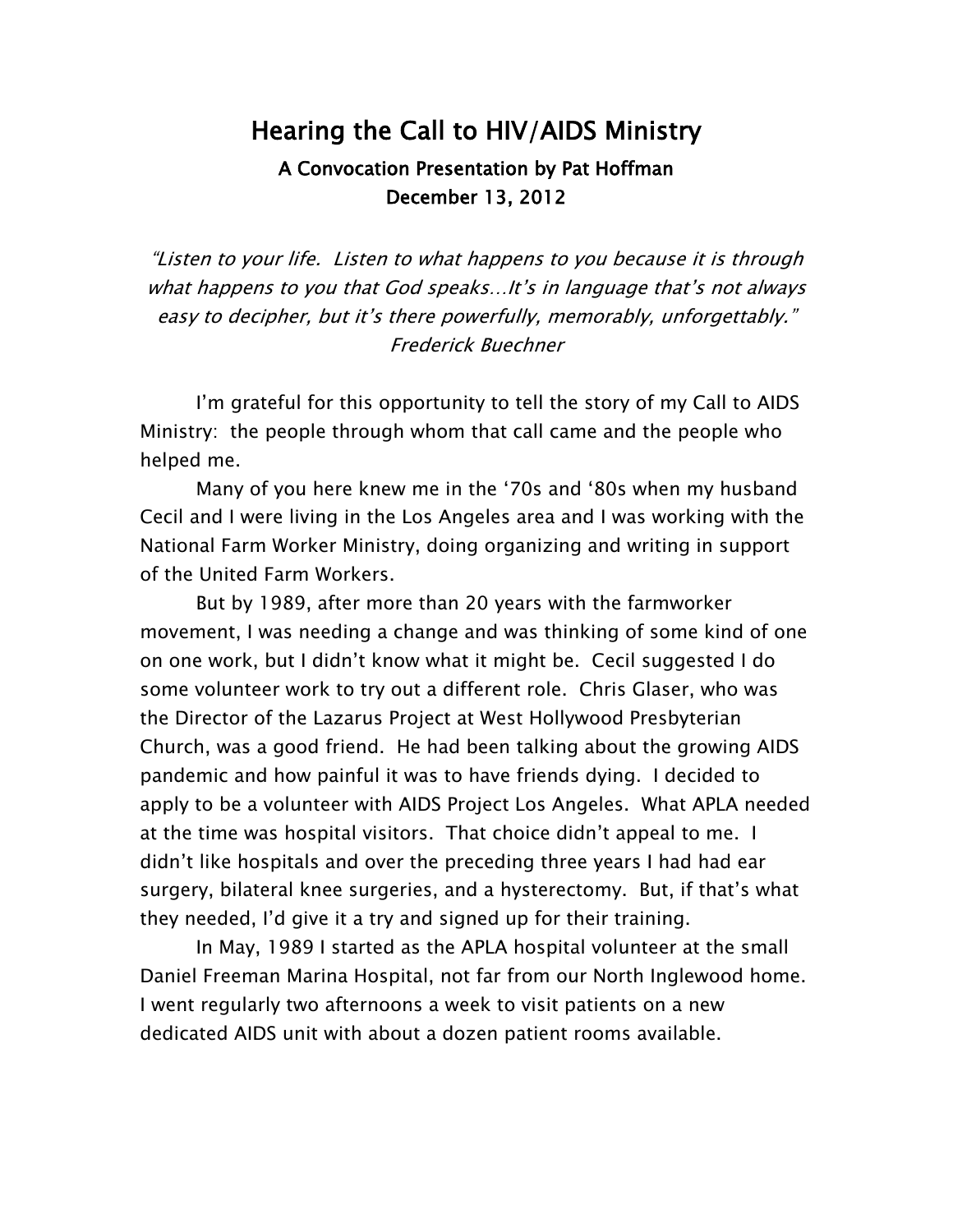# Hearing the Call to HIV/AIDS Ministry

### A Convocation Presentation by Pat Hoffman
### December 13, 2012

*"Listen to your life. Listen to what happens to you because it is through what happens to you that God speaks…It's in language that's not always easy to decipher, but it's there powerfully, memorably, unforgettably."*
*Frederick Buechner*

I'm grateful for this opportunity to tell the story of my Call to AIDS Ministry: the people through whom that call came and the people who helped me.

Many of you here knew me in the '70s and '80s when my husband Cecil and I were living in the Los Angeles area and I was working with the National Farm Worker Ministry, doing organizing and writing in support of the United Farm Workers.

But by 1989, after more than 20 years with the farmworker movement, I was needing a change and was thinking of some kind of one on one work, but I didn't know what it might be. Cecil suggested I do some volunteer work to try out a different role. Chris Glaser, who was the Director of the Lazarus Project at West Hollywood Presbyterian Church, was a good friend. He had been talking about the growing AIDS pandemic and how painful it was to have friends dying. I decided to apply to be a volunteer with AIDS Project Los Angeles. What APLA needed at the time was hospital visitors. That choice didn't appeal to me. I didn't like hospitals and over the preceding three years I had had ear surgery, bilateral knee surgeries, and a hysterectomy. But, if that's what they needed, I'd give it a try and signed up for their training.

In May, 1989 I started as the APLA hospital volunteer at the small Daniel Freeman Marina Hospital, not far from our North Inglewood home. I went regularly two afternoons a week to visit patients on a new dedicated AIDS unit with about a dozen patient rooms available.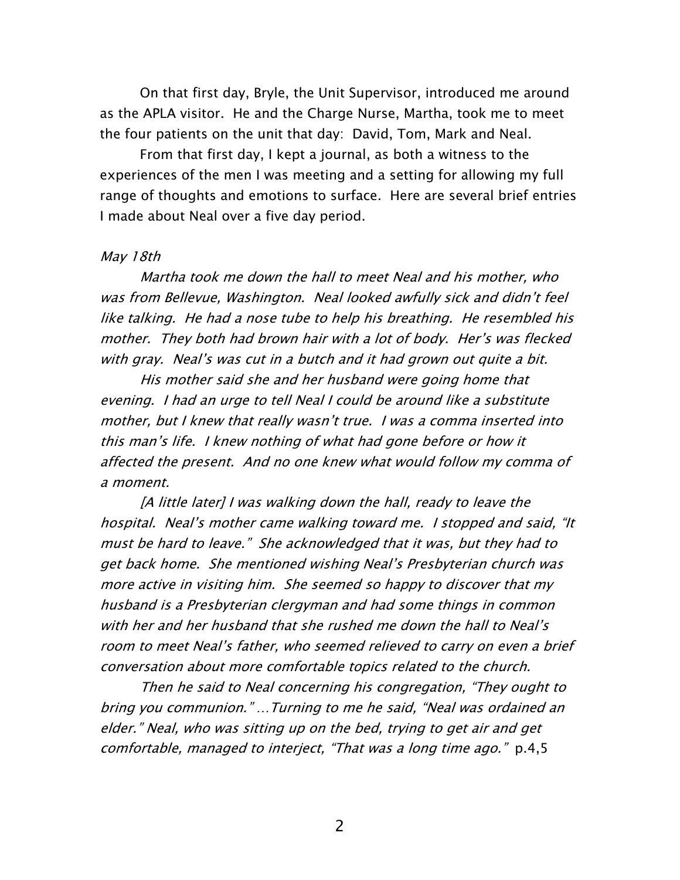On that first day, Bryle, the Unit Supervisor, introduced me around as the APLA visitor. He and the Charge Nurse, Martha, took me to meet the four patients on the unit that day: David, Tom, Mark and Neal.

From that first day, I kept a journal, as both a witness to the experiences of the men I was meeting and a setting for allowing my full range of thoughts and emotions to surface. Here are several brief entries I made about Neal over a five day period.

*May 18th*

*Martha took me down the hall to meet Neal and his mother, who was from Bellevue, Washington. Neal looked awfully sick and didn't feel like talking. He had a nose tube to help his breathing. He resembled his mother. They both had brown hair with a lot of body. Her's was flecked with gray. Neal's was cut in a butch and it had grown out quite a bit.*

*His mother said she and her husband were going home that evening. I had an urge to tell Neal I could be around like a substitute mother, but I knew that really wasn't true. I was a comma inserted into this man's life. I knew nothing of what had gone before or how it affected the present. And no one knew what would follow my comma of a moment.*

*[A little later] I was walking down the hall, ready to leave the hospital. Neal's mother came walking toward me. I stopped and said, "It must be hard to leave." She acknowledged that it was, but they had to get back home. She mentioned wishing Neal's Presbyterian church was more active in visiting him. She seemed so happy to discover that my husband is a Presbyterian clergyman and had some things in common with her and her husband that she rushed me down the hall to Neal's room to meet Neal's father, who seemed relieved to carry on even a brief conversation about more comfortable topics related to the church.*

*Then he said to Neal concerning his congregation, "They ought to bring you communion." …Turning to me he said, "Neal was ordained an elder." Neal, who was sitting up on the bed, trying to get air and get comfortable, managed to interject, "That was a long time ago."* p.4,5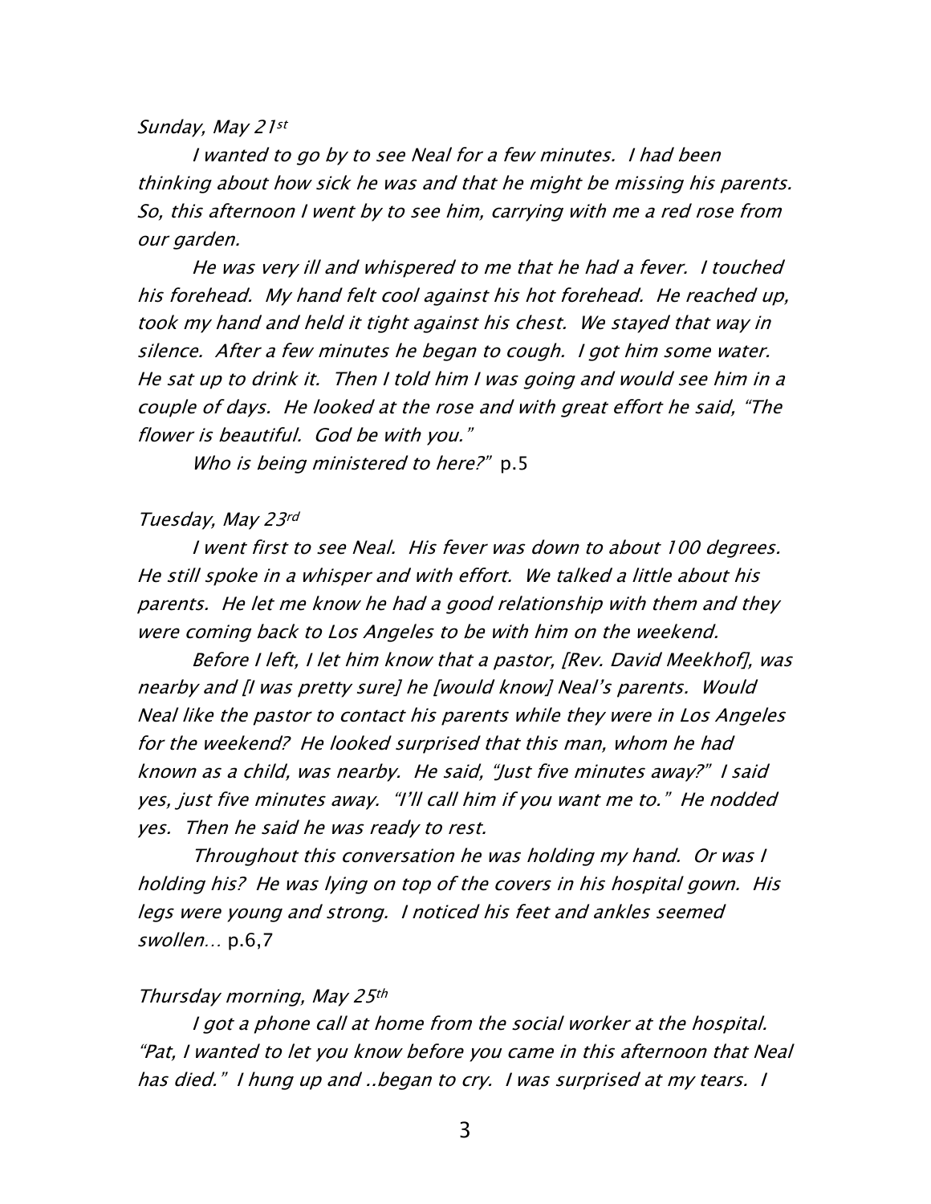*Sunday, May 21st*

*I wanted to go by to see Neal for a few minutes. I had been thinking about how sick he was and that he might be missing his parents. So, this afternoon I went by to see him, carrying with me a red rose from our garden.*

*He was very ill and whispered to me that he had a fever. I touched his forehead. My hand felt cool against his hot forehead. He reached up, took my hand and held it tight against his chest. We stayed that way in silence. After a few minutes he began to cough. I got him some water. He sat up to drink it. Then I told him I was going and would see him in a couple of days. He looked at the rose and with great effort he said, "The flower is beautiful. God be with you."*

*Who is being ministered to here?"* p.5

*Tuesday, May 23rd*

*I went first to see Neal. His fever was down to about 100 degrees. He still spoke in a whisper and with effort. We talked a little about his parents. He let me know he had a good relationship with them and they were coming back to Los Angeles to be with him on the weekend.*

*Before I left, I let him know that a pastor, [Rev. David Meekhof], was nearby and [I was pretty sure] he [would know] Neal's parents. Would Neal like the pastor to contact his parents while they were in Los Angeles for the weekend? He looked surprised that this man, whom he had known as a child, was nearby. He said, "Just five minutes away?" I said yes, just five minutes away. "I'll call him if you want me to." He nodded yes. Then he said he was ready to rest.*

*Throughout this conversation he was holding my hand. Or was I holding his? He was lying on top of the covers in his hospital gown. His legs were young and strong. I noticed his feet and ankles seemed swollen…* p.6,7

*Thursday morning, May 25th*

*I got a phone call at home from the social worker at the hospital. "Pat, I wanted to let you know before you came in this afternoon that Neal has died." I hung up and ..began to cry. I was surprised at my tears. I*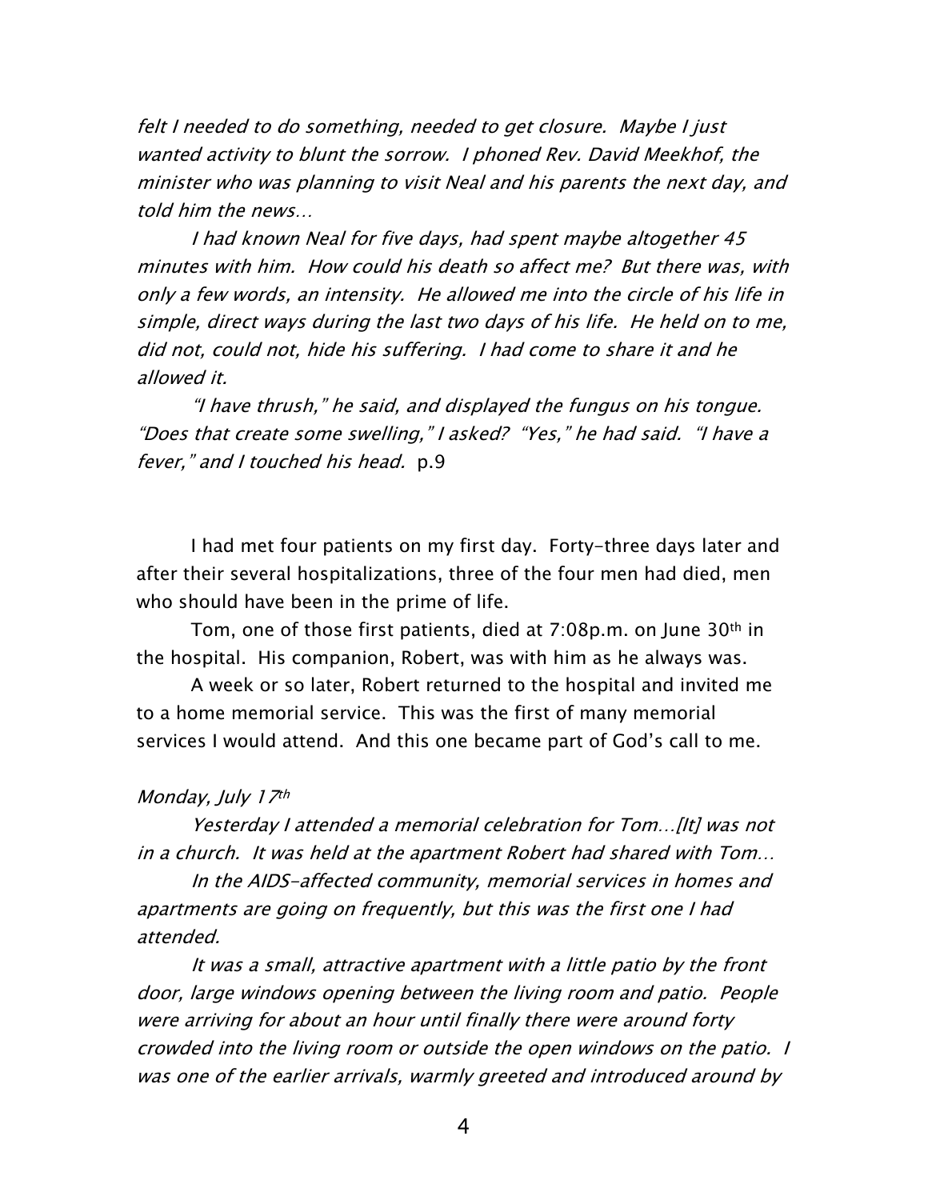*felt I needed to do something, needed to get closure. Maybe I just wanted activity to blunt the sorrow. I phoned Rev. David Meekhof, the minister who was planning to visit Neal and his parents the next day, and told him the news…*

*I had known Neal for five days, had spent maybe altogether 45 minutes with him. How could his death so affect me? But there was, with only a few words, an intensity. He allowed me into the circle of his life in simple, direct ways during the last two days of his life. He held on to me, did not, could not, hide his suffering. I had come to share it and he allowed it.*

*"I have thrush," he said, and displayed the fungus on his tongue. "Does that create some swelling," I asked? "Yes," he had said. "I have a fever," and I touched his head.* p.9

I had met four patients on my first day. Forty-three days later and after their several hospitalizations, three of the four men had died, men who should have been in the prime of life.

Tom, one of those first patients, died at 7:08p.m. on June 30th in the hospital. His companion, Robert, was with him as he always was.

A week or so later, Robert returned to the hospital and invited me to a home memorial service. This was the first of many memorial services I would attend. And this one became part of God's call to me.

*Monday, July 17th*

*Yesterday I attended a memorial celebration for Tom…[It] was not in a church. It was held at the apartment Robert had shared with Tom…*

*In the AIDS-affected community, memorial services in homes and apartments are going on frequently, but this was the first one I had attended.*

*It was a small, attractive apartment with a little patio by the front door, large windows opening between the living room and patio. People were arriving for about an hour until finally there were around forty crowded into the living room or outside the open windows on the patio. I was one of the earlier arrivals, warmly greeted and introduced around by*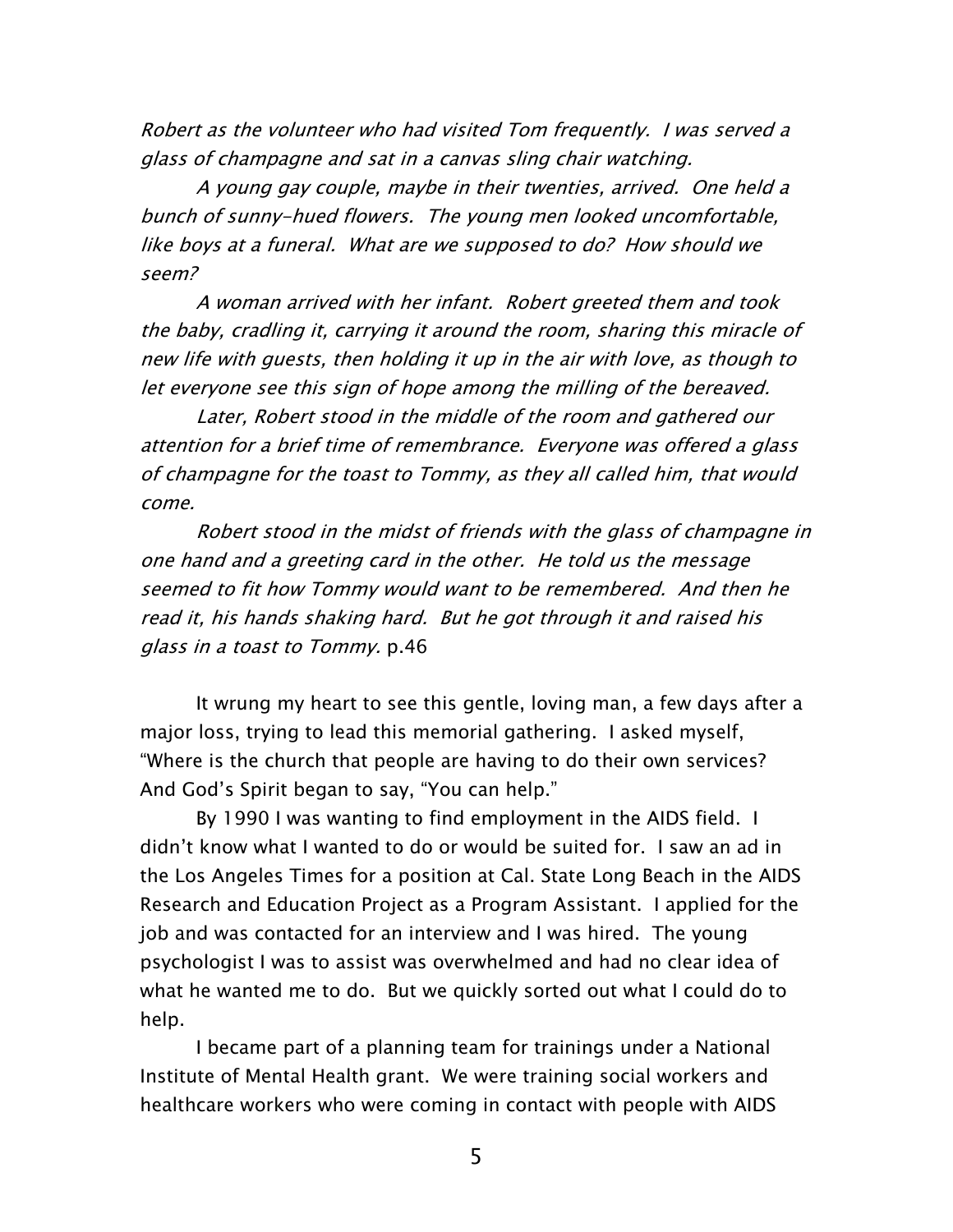*Robert as the volunteer who had visited Tom frequently. I was served a glass of champagne and sat in a canvas sling chair watching.*

*A young gay couple, maybe in their twenties, arrived. One held a bunch of sunny-hued flowers. The young men looked uncomfortable, like boys at a funeral. What are we supposed to do? How should we seem?*

*A woman arrived with her infant. Robert greeted them and took the baby, cradling it, carrying it around the room, sharing this miracle of new life with guests, then holding it up in the air with love, as though to let everyone see this sign of hope among the milling of the bereaved.*

*Later, Robert stood in the middle of the room and gathered our attention for a brief time of remembrance. Everyone was offered a glass of champagne for the toast to Tommy, as they all called him, that would come.*

*Robert stood in the midst of friends with the glass of champagne in one hand and a greeting card in the other. He told us the message seemed to fit how Tommy would want to be remembered. And then he read it, his hands shaking hard. But he got through it and raised his glass in a toast to Tommy.* p.46

It wrung my heart to see this gentle, loving man, a few days after a major loss, trying to lead this memorial gathering. I asked myself, "Where is the church that people are having to do their own services? And God's Spirit began to say, "You can help."

By 1990 I was wanting to find employment in the AIDS field. I didn't know what I wanted to do or would be suited for. I saw an ad in the Los Angeles Times for a position at Cal. State Long Beach in the AIDS Research and Education Project as a Program Assistant. I applied for the job and was contacted for an interview and I was hired. The young psychologist I was to assist was overwhelmed and had no clear idea of what he wanted me to do. But we quickly sorted out what I could do to help.

I became part of a planning team for trainings under a National Institute of Mental Health grant. We were training social workers and healthcare workers who were coming in contact with people with AIDS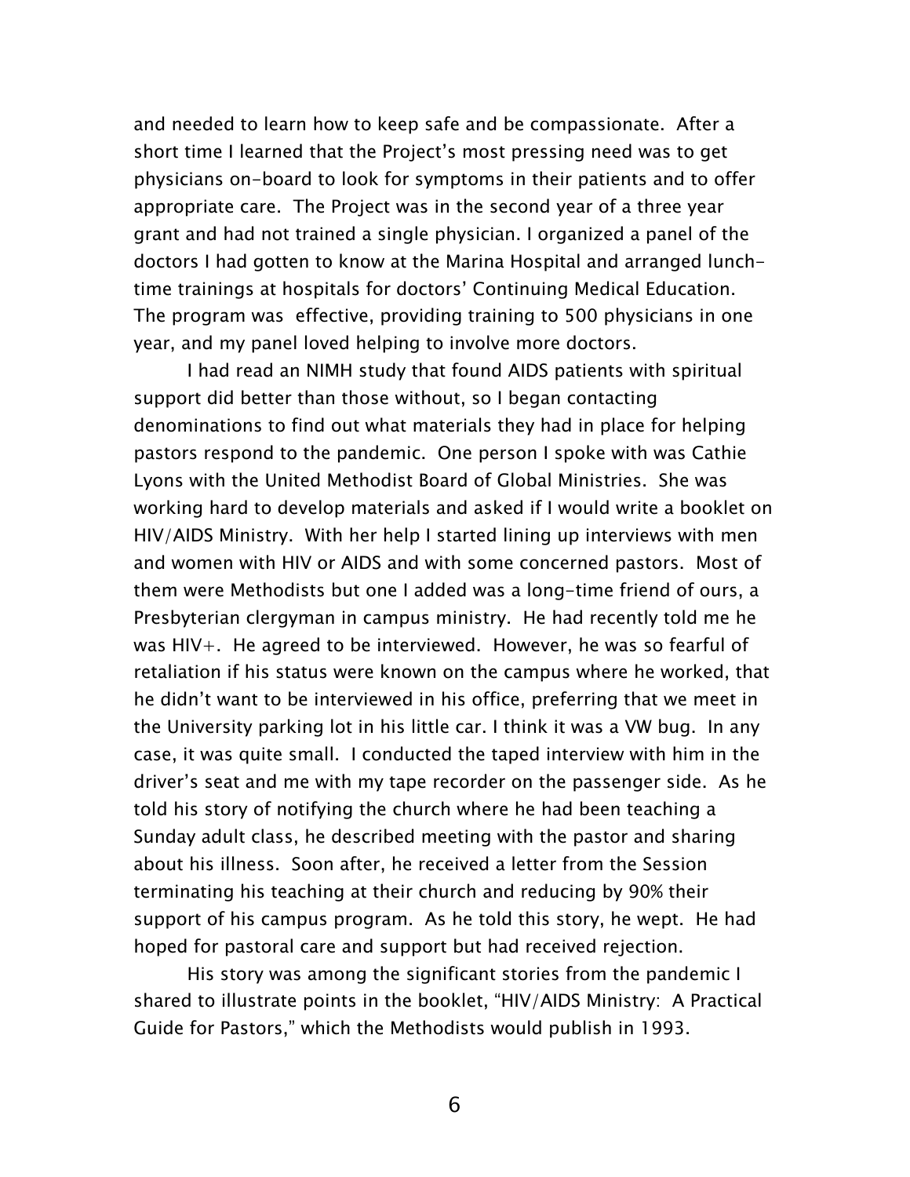and needed to learn how to keep safe and be compassionate. After a short time I learned that the Project's most pressing need was to get physicians on-board to look for symptoms in their patients and to offer appropriate care. The Project was in the second year of a three year grant and had not trained a single physician. I organized a panel of the doctors I had gotten to know at the Marina Hospital and arranged lunch-time trainings at hospitals for doctors' Continuing Medical Education. The program was effective, providing training to 500 physicians in one year, and my panel loved helping to involve more doctors.

I had read an NIMH study that found AIDS patients with spiritual support did better than those without, so I began contacting denominations to find out what materials they had in place for helping pastors respond to the pandemic. One person I spoke with was Cathie Lyons with the United Methodist Board of Global Ministries. She was working hard to develop materials and asked if I would write a booklet on HIV/AIDS Ministry. With her help I started lining up interviews with men and women with HIV or AIDS and with some concerned pastors. Most of them were Methodists but one I added was a long-time friend of ours, a Presbyterian clergyman in campus ministry. He had recently told me he was HIV+. He agreed to be interviewed. However, he was so fearful of retaliation if his status were known on the campus where he worked, that he didn't want to be interviewed in his office, preferring that we meet in the University parking lot in his little car. I think it was a VW bug. In any case, it was quite small. I conducted the taped interview with him in the driver's seat and me with my tape recorder on the passenger side. As he told his story of notifying the church where he had been teaching a Sunday adult class, he described meeting with the pastor and sharing about his illness. Soon after, he received a letter from the Session terminating his teaching at their church and reducing by 90% their support of his campus program. As he told this story, he wept. He had hoped for pastoral care and support but had received rejection.

His story was among the significant stories from the pandemic I shared to illustrate points in the booklet, "HIV/AIDS Ministry: A Practical Guide for Pastors," which the Methodists would publish in 1993.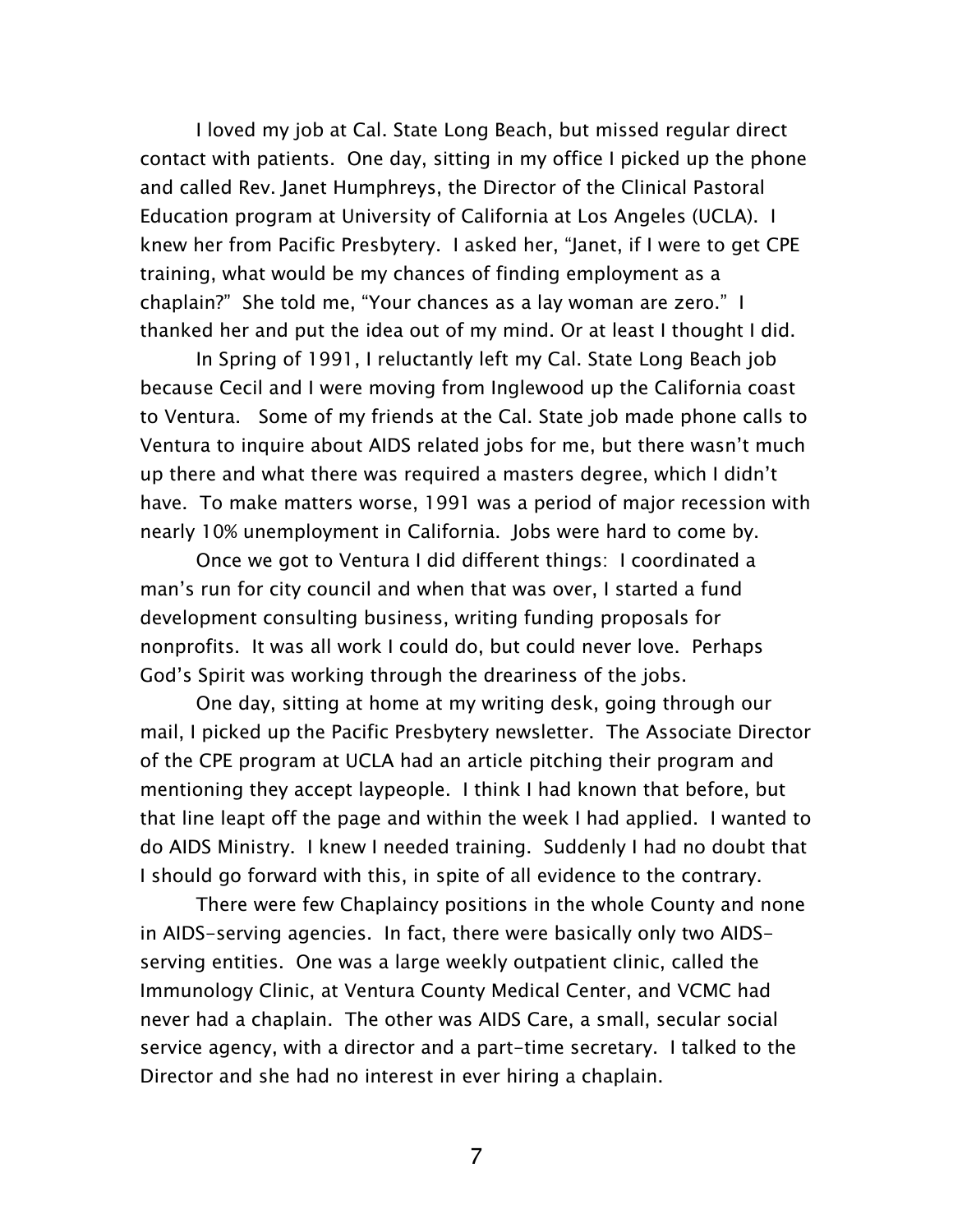I loved my job at Cal. State Long Beach, but missed regular direct contact with patients. One day, sitting in my office I picked up the phone and called Rev. Janet Humphreys, the Director of the Clinical Pastoral Education program at University of California at Los Angeles (UCLA). I knew her from Pacific Presbytery. I asked her, "Janet, if I were to get CPE training, what would be my chances of finding employment as a chaplain?" She told me, "Your chances as a lay woman are zero." I thanked her and put the idea out of my mind. Or at least I thought I did.

In Spring of 1991, I reluctantly left my Cal. State Long Beach job because Cecil and I were moving from Inglewood up the California coast to Ventura. Some of my friends at the Cal. State job made phone calls to Ventura to inquire about AIDS related jobs for me, but there wasn't much up there and what there was required a masters degree, which I didn't have. To make matters worse, 1991 was a period of major recession with nearly 10% unemployment in California. Jobs were hard to come by.

Once we got to Ventura I did different things: I coordinated a man's run for city council and when that was over, I started a fund development consulting business, writing funding proposals for nonprofits. It was all work I could do, but could never love. Perhaps God's Spirit was working through the dreariness of the jobs.

One day, sitting at home at my writing desk, going through our mail, I picked up the Pacific Presbytery newsletter. The Associate Director of the CPE program at UCLA had an article pitching their program and mentioning they accept laypeople. I think I had known that before, but that line leapt off the page and within the week I had applied. I wanted to do AIDS Ministry. I knew I needed training. Suddenly I had no doubt that I should go forward with this, in spite of all evidence to the contrary.

There were few Chaplaincy positions in the whole County and none in AIDS-serving agencies. In fact, there were basically only two AIDS-serving entities. One was a large weekly outpatient clinic, called the Immunology Clinic, at Ventura County Medical Center, and VCMC had never had a chaplain. The other was AIDS Care, a small, secular social service agency, with a director and a part-time secretary. I talked to the Director and she had no interest in ever hiring a chaplain.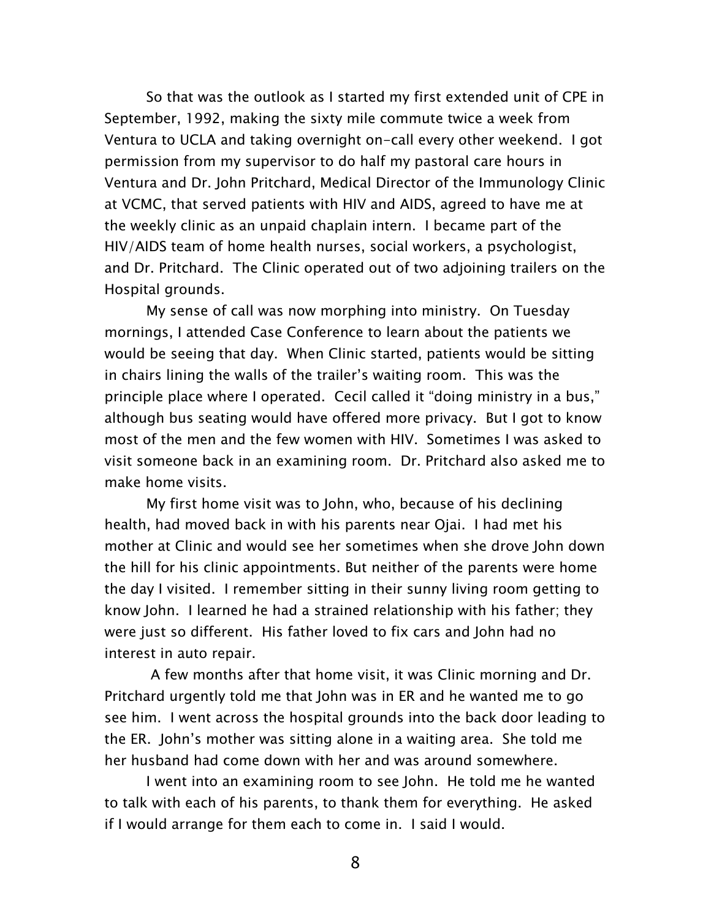So that was the outlook as I started my first extended unit of CPE in September, 1992, making the sixty mile commute twice a week from Ventura to UCLA and taking overnight on-call every other weekend. I got permission from my supervisor to do half my pastoral care hours in Ventura and Dr. John Pritchard, Medical Director of the Immunology Clinic at VCMC, that served patients with HIV and AIDS, agreed to have me at the weekly clinic as an unpaid chaplain intern. I became part of the HIV/AIDS team of home health nurses, social workers, a psychologist, and Dr. Pritchard. The Clinic operated out of two adjoining trailers on the Hospital grounds.

My sense of call was now morphing into ministry. On Tuesday mornings, I attended Case Conference to learn about the patients we would be seeing that day. When Clinic started, patients would be sitting in chairs lining the walls of the trailer's waiting room. This was the principle place where I operated. Cecil called it "doing ministry in a bus," although bus seating would have offered more privacy. But I got to know most of the men and the few women with HIV. Sometimes I was asked to visit someone back in an examining room. Dr. Pritchard also asked me to make home visits.

My first home visit was to John, who, because of his declining health, had moved back in with his parents near Ojai. I had met his mother at Clinic and would see her sometimes when she drove John down the hill for his clinic appointments. But neither of the parents were home the day I visited. I remember sitting in their sunny living room getting to know John. I learned he had a strained relationship with his father; they were just so different. His father loved to fix cars and John had no interest in auto repair.

A few months after that home visit, it was Clinic morning and Dr. Pritchard urgently told me that John was in ER and he wanted me to go see him. I went across the hospital grounds into the back door leading to the ER. John's mother was sitting alone in a waiting area. She told me her husband had come down with her and was around somewhere.

I went into an examining room to see John. He told me he wanted to talk with each of his parents, to thank them for everything. He asked if I would arrange for them each to come in. I said I would.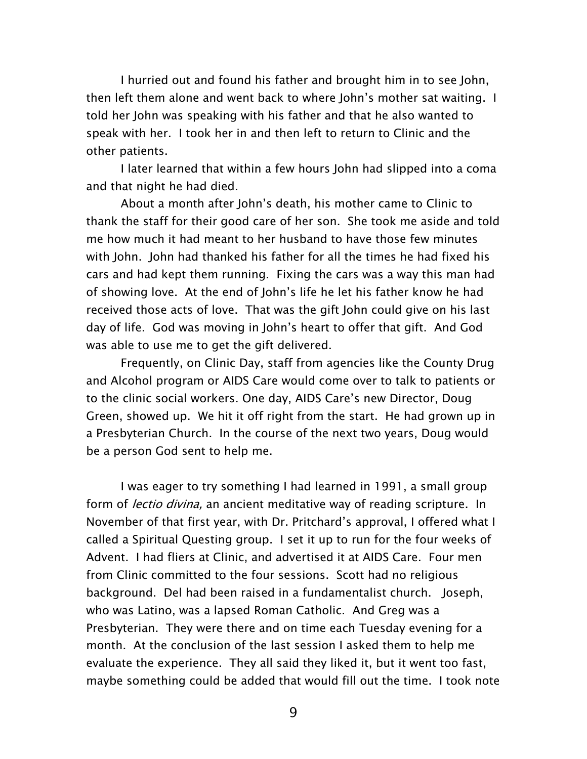I hurried out and found his father and brought him in to see John, then left them alone and went back to where John's mother sat waiting. I told her John was speaking with his father and that he also wanted to speak with her. I took her in and then left to return to Clinic and the other patients.

I later learned that within a few hours John had slipped into a coma and that night he had died.

About a month after John's death, his mother came to Clinic to thank the staff for their good care of her son. She took me aside and told me how much it had meant to her husband to have those few minutes with John. John had thanked his father for all the times he had fixed his cars and had kept them running. Fixing the cars was a way this man had of showing love. At the end of John's life he let his father know he had received those acts of love. That was the gift John could give on his last day of life. God was moving in John's heart to offer that gift. And God was able to use me to get the gift delivered.

Frequently, on Clinic Day, staff from agencies like the County Drug and Alcohol program or AIDS Care would come over to talk to patients or to the clinic social workers. One day, AIDS Care's new Director, Doug Green, showed up. We hit it off right from the start. He had grown up in a Presbyterian Church. In the course of the next two years, Doug would be a person God sent to help me.

I was eager to try something I had learned in 1991, a small group form of *lectio divina,* an ancient meditative way of reading scripture. In November of that first year, with Dr. Pritchard's approval, I offered what I called a Spiritual Questing group. I set it up to run for the four weeks of Advent. I had fliers at Clinic, and advertised it at AIDS Care. Four men from Clinic committed to the four sessions. Scott had no religious background. Del had been raised in a fundamentalist church. Joseph, who was Latino, was a lapsed Roman Catholic. And Greg was a Presbyterian. They were there and on time each Tuesday evening for a month. At the conclusion of the last session I asked them to help me evaluate the experience. They all said they liked it, but it went too fast, maybe something could be added that would fill out the time. I took note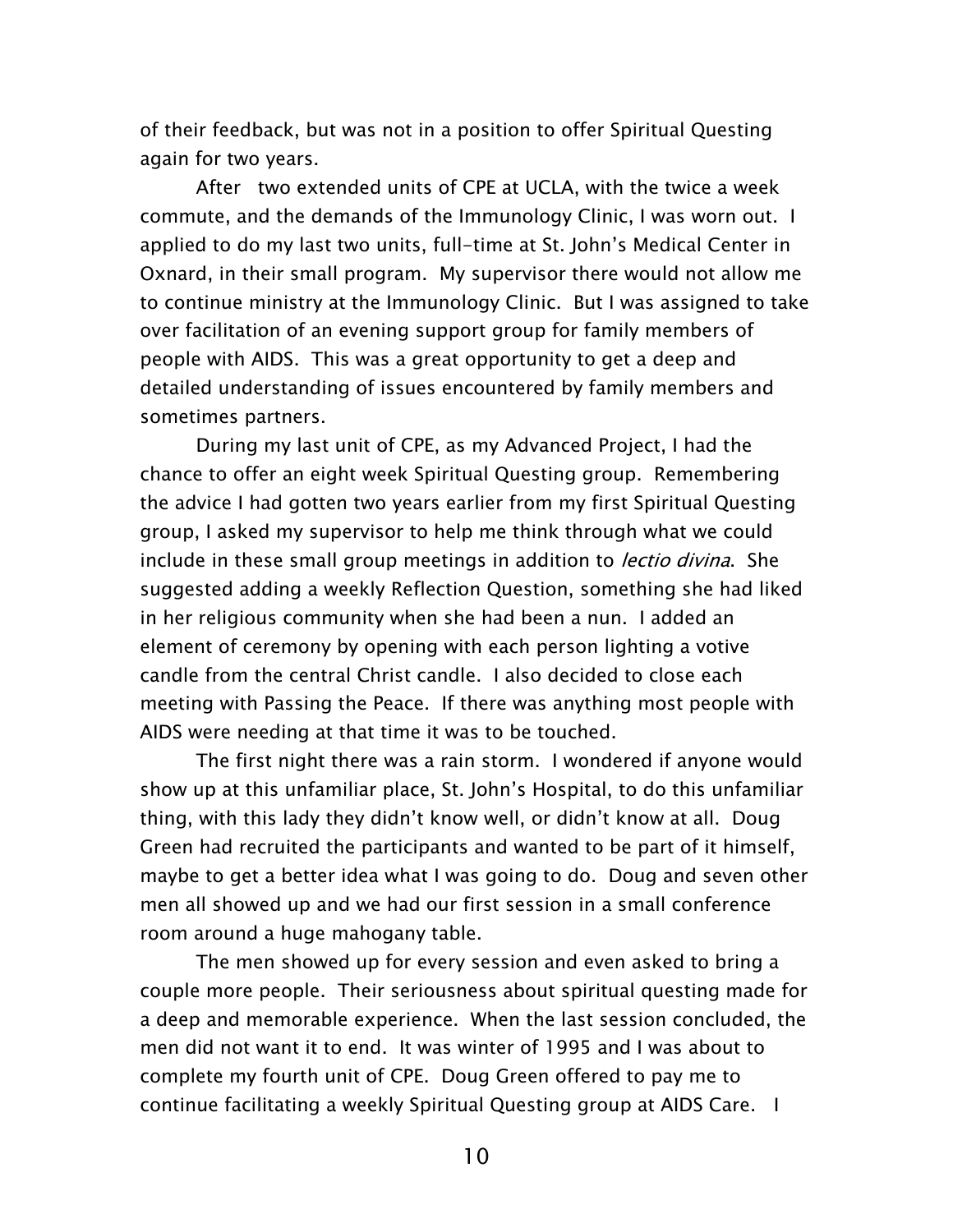of their feedback, but was not in a position to offer Spiritual Questing again for two years.

After two extended units of CPE at UCLA, with the twice a week commute, and the demands of the Immunology Clinic, I was worn out. I applied to do my last two units, full-time at St. John's Medical Center in Oxnard, in their small program. My supervisor there would not allow me to continue ministry at the Immunology Clinic. But I was assigned to take over facilitation of an evening support group for family members of people with AIDS. This was a great opportunity to get a deep and detailed understanding of issues encountered by family members and sometimes partners.

During my last unit of CPE, as my Advanced Project, I had the chance to offer an eight week Spiritual Questing group. Remembering the advice I had gotten two years earlier from my first Spiritual Questing group, I asked my supervisor to help me think through what we could include in these small group meetings in addition to *lectio divina*. She suggested adding a weekly Reflection Question, something she had liked in her religious community when she had been a nun. I added an element of ceremony by opening with each person lighting a votive candle from the central Christ candle. I also decided to close each meeting with Passing the Peace. If there was anything most people with AIDS were needing at that time it was to be touched.

The first night there was a rain storm. I wondered if anyone would show up at this unfamiliar place, St. John's Hospital, to do this unfamiliar thing, with this lady they didn't know well, or didn't know at all. Doug Green had recruited the participants and wanted to be part of it himself, maybe to get a better idea what I was going to do. Doug and seven other men all showed up and we had our first session in a small conference room around a huge mahogany table.

The men showed up for every session and even asked to bring a couple more people. Their seriousness about spiritual questing made for a deep and memorable experience. When the last session concluded, the men did not want it to end. It was winter of 1995 and I was about to complete my fourth unit of CPE. Doug Green offered to pay me to continue facilitating a weekly Spiritual Questing group at AIDS Care. I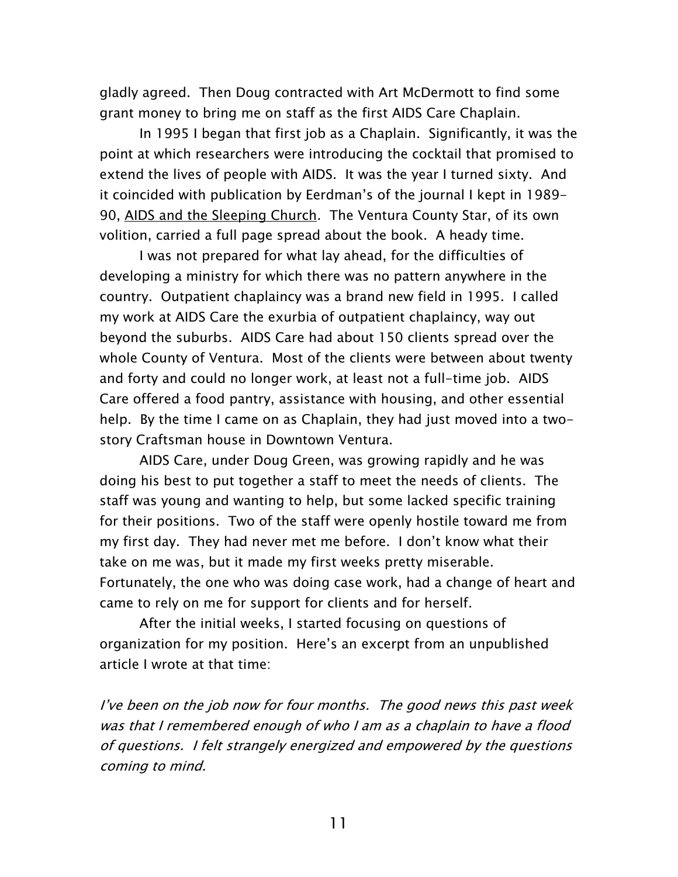gladly agreed. Then Doug contracted with Art McDermott to find some grant money to bring me on staff as the first AIDS Care Chaplain.

In 1995 I began that first job as a Chaplain. Significantly, it was the point at which researchers were introducing the cocktail that promised to extend the lives of people with AIDS. It was the year I turned sixty. And it coincided with publication by Eerdman's of the journal I kept in 1989-90, <u>AIDS and the Sleeping Church</u>. The Ventura County Star, of its own volition, carried a full page spread about the book. A heady time.

I was not prepared for what lay ahead, for the difficulties of developing a ministry for which there was no pattern anywhere in the country. Outpatient chaplaincy was a brand new field in 1995. I called my work at AIDS Care the exurbia of outpatient chaplaincy, way out beyond the suburbs. AIDS Care had about 150 clients spread over the whole County of Ventura. Most of the clients were between about twenty and forty and could no longer work, at least not a full-time job. AIDS Care offered a food pantry, assistance with housing, and other essential help. By the time I came on as Chaplain, they had just moved into a two-story Craftsman house in Downtown Ventura.

AIDS Care, under Doug Green, was growing rapidly and he was doing his best to put together a staff to meet the needs of clients. The staff was young and wanting to help, but some lacked specific training for their positions. Two of the staff were openly hostile toward me from my first day. They had never met me before. I don't know what their take on me was, but it made my first weeks pretty miserable. Fortunately, the one who was doing case work, had a change of heart and came to rely on me for support for clients and for herself.

After the initial weeks, I started focusing on questions of organization for my position. Here's an excerpt from an unpublished article I wrote at that time:

*I've been on the job now for four months. The good news this past week was that I remembered enough of who I am as a chaplain to have a flood of questions. I felt strangely energized and empowered by the questions coming to mind.*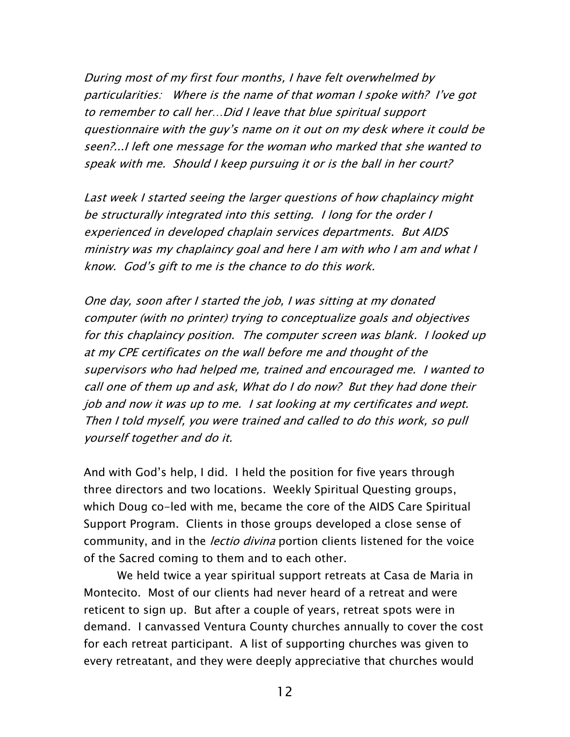*During most of my first four months, I have felt overwhelmed by particularities: Where is the name of that woman I spoke with? I've got to remember to call her…Did I leave that blue spiritual support questionnaire with the guy's name on it out on my desk where it could be seen?...I left one message for the woman who marked that she wanted to speak with me. Should I keep pursuing it or is the ball in her court?*

*Last week I started seeing the larger questions of how chaplaincy might be structurally integrated into this setting. I long for the order I experienced in developed chaplain services departments. But AIDS ministry was my chaplaincy goal and here I am with who I am and what I know. God's gift to me is the chance to do this work.*

*One day, soon after I started the job, I was sitting at my donated computer (with no printer) trying to conceptualize goals and objectives for this chaplaincy position. The computer screen was blank. I looked up at my CPE certificates on the wall before me and thought of the supervisors who had helped me, trained and encouraged me. I wanted to call one of them up and ask, What do I do now? But they had done their job and now it was up to me. I sat looking at my certificates and wept. Then I told myself, you were trained and called to do this work, so pull yourself together and do it.*

And with God's help, I did. I held the position for five years through three directors and two locations. Weekly Spiritual Questing groups, which Doug co-led with me, became the core of the AIDS Care Spiritual Support Program. Clients in those groups developed a close sense of community, and in the *lectio divina* portion clients listened for the voice of the Sacred coming to them and to each other.

We held twice a year spiritual support retreats at Casa de Maria in Montecito. Most of our clients had never heard of a retreat and were reticent to sign up. But after a couple of years, retreat spots were in demand. I canvassed Ventura County churches annually to cover the cost for each retreat participant. A list of supporting churches was given to every retreatant, and they were deeply appreciative that churches would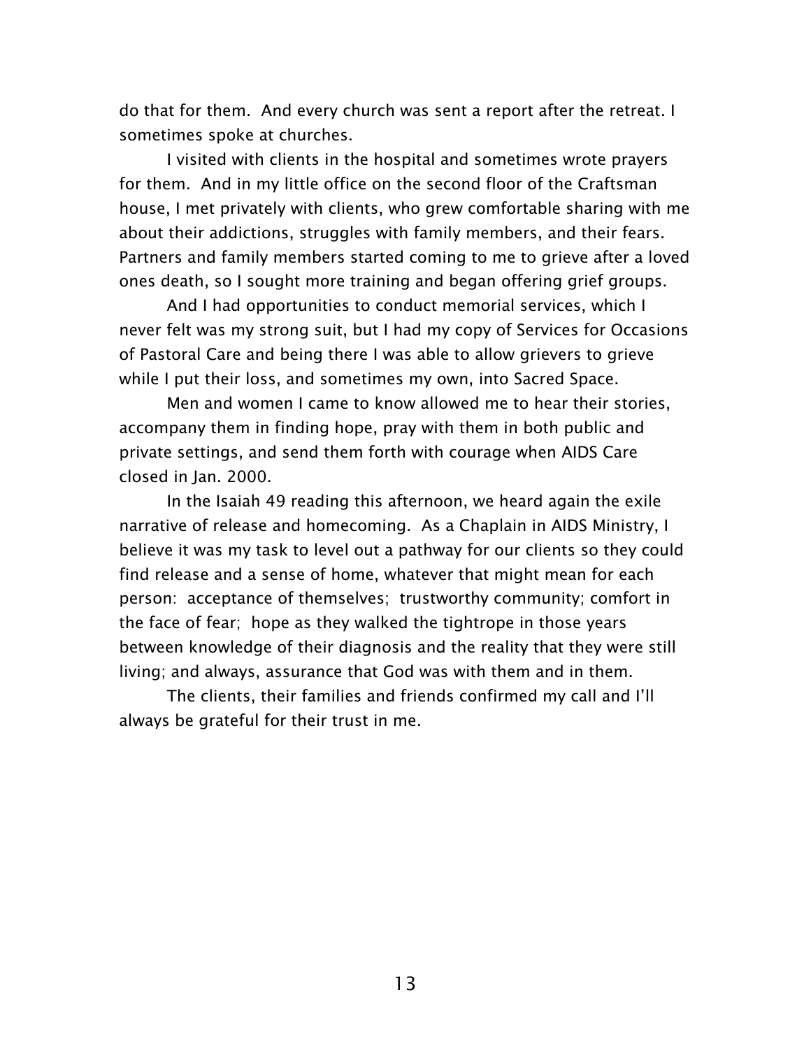do that for them.  And every church was sent a report after the retreat. I sometimes spoke at churches.

I visited with clients in the hospital and sometimes wrote prayers for them.  And in my little office on the second floor of the Craftsman house, I met privately with clients, who grew comfortable sharing with me about their addictions, struggles with family members, and their fears. Partners and family members started coming to me to grieve after a loved ones death, so I sought more training and began offering grief groups.

And I had opportunities to conduct memorial services, which I never felt was my strong suit, but I had my copy of Services for Occasions of Pastoral Care and being there I was able to allow grievers to grieve while I put their loss, and sometimes my own, into Sacred Space.

Men and women I came to know allowed me to hear their stories, accompany them in finding hope, pray with them in both public and private settings, and send them forth with courage when AIDS Care closed in Jan. 2000.

In the Isaiah 49 reading this afternoon, we heard again the exile narrative of release and homecoming.  As a Chaplain in AIDS Ministry, I believe it was my task to level out a pathway for our clients so they could find release and a sense of home, whatever that might mean for each person:  acceptance of themselves;  trustworthy community; comfort in the face of fear;  hope as they walked the tightrope in those years between knowledge of their diagnosis and the reality that they were still living; and always, assurance that God was with them and in them.

The clients, their families and friends confirmed my call and I'll always be grateful for their trust in me.